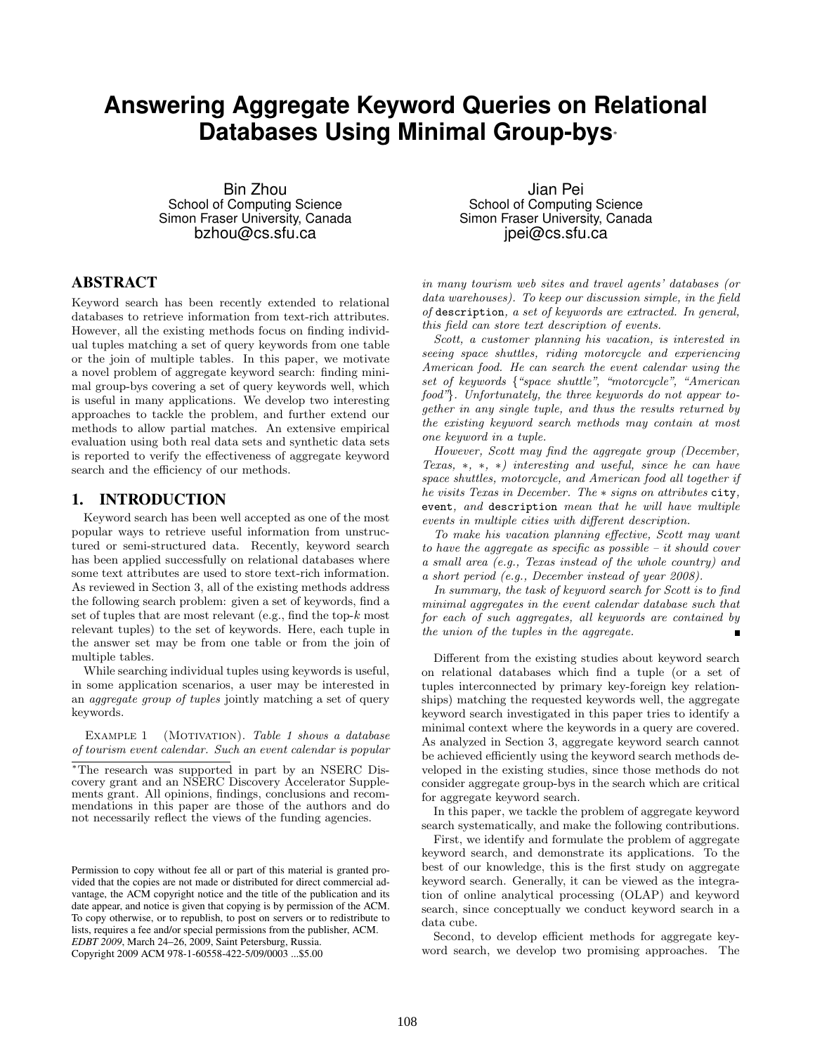# Answering Aggregate Keyword Queries on Relational Databases Using Minimal Group-bys*

Bin Zhou
School of Computing Science
Simon Fraser University, Canada
bzhou@cs.sfu.ca

Jian Pei
School of Computing Science
Simon Fraser University, Canada
jpei@cs.sfu.ca

## ABSTRACT

Keyword search has been recently extended to relational databases to retrieve information from text-rich attributes. However, all the existing methods focus on finding individual tuples matching a set of query keywords from one table or the join of multiple tables. In this paper, we motivate a novel problem of aggregate keyword search: finding minimal group-bys covering a set of query keywords well, which is useful in many applications. We develop two interesting approaches to tackle the problem, and further extend our methods to allow partial matches. An extensive empirical evaluation using both real data sets and synthetic data sets is reported to verify the effectiveness of aggregate keyword search and the efficiency of our methods.

## 1. INTRODUCTION

Keyword search has been well accepted as one of the most popular ways to retrieve useful information from unstructured or semi-structured data. Recently, keyword search has been applied successfully on relational databases where some text attributes are used to store text-rich information. As reviewed in Section 3, all of the existing methods address the following search problem: given a set of keywords, find a set of tuples that are most relevant (e.g., find the top-$k$ most relevant tuples) to the set of keywords. Here, each tuple in the answer set may be from one table or from the join of multiple tables.

While searching individual tuples using keywords is useful, in some application scenarios, a user may be interested in an *aggregate group of tuples* jointly matching a set of query keywords.

EXAMPLE 1 (MOTIVATION). *Table 1 shows a database of tourism event calendar. Such an event calendar is popular in many tourism web sites and travel agents' databases (or data warehouses). To keep our discussion simple, in the field of* `description`*, a set of keywords are extracted. In general, this field can store text description of events.*

*Scott, a customer planning his vacation, is interested in seeing space shuttles, riding motorcycle and experiencing American food. He can search the event calendar using the set of keywords {"space shuttle", "motorcycle", "American food"}. Unfortunately, the three keywords do not appear together in any single tuple, and thus the results returned by the existing keyword search methods may contain at most one keyword in a tuple.*

*However, Scott may find the aggregate group (December, Texas, *, *, *) interesting and useful, since he can have space shuttles, motorcycle, and American food all together if he visits Texas in December. The * signs on attributes* `city`*,* `event`*, and* `description` *mean that he will have multiple events in multiple cities with different description.*

*To make his vacation planning effective, Scott may want to have the aggregate as specific as possible – it should cover a small area (e.g., Texas instead of the whole country) and a short period (e.g., December instead of year 2008).*

*In summary, the task of keyword search for Scott is to find minimal aggregates in the event calendar database such that for each of such aggregates, all keywords are contained by the union of the tuples in the aggregate.* ■

Different from the existing studies about keyword search on relational databases which find a tuple (or a set of tuples interconnected by primary key-foreign key relationships) matching the requested keywords well, the aggregate keyword search investigated in this paper tries to identify a minimal context where the keywords in a query are covered. As analyzed in Section 3, aggregate keyword search cannot be achieved efficiently using the keyword search methods developed in the existing studies, since those methods do not consider aggregate group-bys in the search which are critical for aggregate keyword search.

In this paper, we tackle the problem of aggregate keyword search systematically, and make the following contributions.

First, we identify and formulate the problem of aggregate keyword search, and demonstrate its applications. To the best of our knowledge, this is the first study on aggregate keyword search. Generally, it can be viewed as the integration of online analytical processing (OLAP) and keyword search, since conceptually we conduct keyword search in a data cube.

Second, to develop efficient methods for aggregate keyword search, we develop two promising approaches. The

*The research was supported in part by an NSERC Discovery grant and an NSERC Discovery Accelerator Supplements grant. All opinions, findings, conclusions and recommendations in this paper are those of the authors and do not necessarily reflect the views of the funding agencies.

Permission to copy without fee all or part of this material is granted provided that the copies are not made or distributed for direct commercial advantage, the ACM copyright notice and the title of the publication and its date appear, and notice is given that copying is by permission of the ACM. To copy otherwise, or to republish, to post on servers or to redistribute to lists, requires a fee and/or special permissions from the publisher, ACM.
*EDBT 2009*, March 24–26, 2009, Saint Petersburg, Russia.
Copyright 2009 ACM 978-1-60558-422-5/09/0003 ...$5.00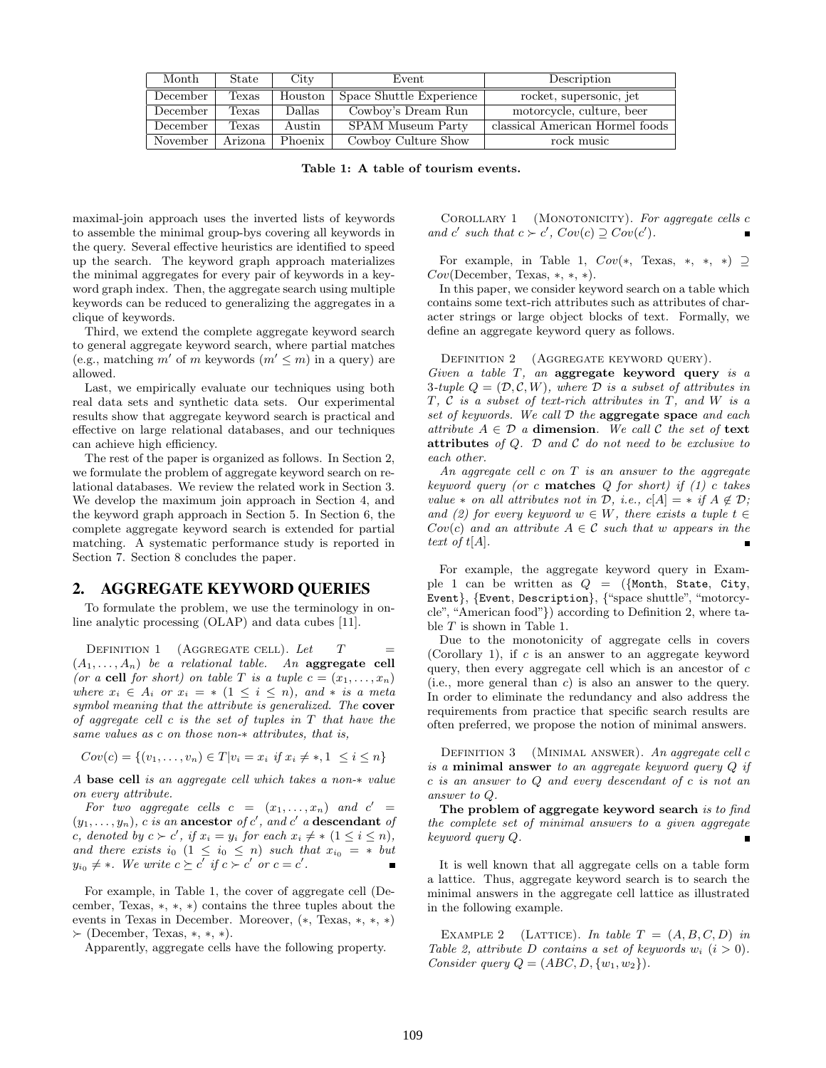| Month | State | City | Event | Description |
|---|---|---|---|---|
| December | Texas | Houston | Space Shuttle Experience | rocket, supersonic, jet |
| December | Texas | Dallas | Cowboy's Dream Run | motorcycle, culture, beer |
| December | Texas | Austin | SPAM Museum Party | classical American Hormel foods |
| November | Arizona | Phoenix | Cowboy Culture Show | rock music |

**Table 1: A table of tourism events.**

maximal-join approach uses the inverted lists of keywords to assemble the minimal group-bys covering all keywords in the query. Several effective heuristics are identified to speed up the search. The keyword graph approach materializes the minimal aggregates for every pair of keywords in a keyword graph index. Then, the aggregate search using multiple keywords can be reduced to generalizing the aggregates in a clique of keywords.

Third, we extend the complete aggregate keyword search to general aggregate keyword search, where partial matches (e.g., matching $m'$ of $m$ keywords ($m' \leq m$) in a query) are allowed.

Last, we empirically evaluate our techniques using both real data sets and synthetic data sets. Our experimental results show that aggregate keyword search is practical and effective on large relational databases, and our techniques can achieve high efficiency.

The rest of the paper is organized as follows. In Section 2, we formulate the problem of aggregate keyword search on relational databases. We review the related work in Section 3. We develop the maximum join approach in Section 4, and the keyword graph approach in Section 5. In Section 6, the complete aggregate keyword search is extended for partial matching. A systematic performance study is reported in Section 7. Section 8 concludes the paper.

## 2. AGGREGATE KEYWORD QUERIES

To formulate the problem, we use the terminology in online analytic processing (OLAP) and data cubes [11].

Definition 1 (Aggregate cell). *Let $T = (A_1, \ldots, A_n)$ be a relational table. An* **aggregate cell** *(or a* **cell** *for short) on table $T$ is a tuple $c = (x_1, \ldots, x_n)$ where $x_i \in A_i$ or $x_i = *$ ($1 \leq i \leq n$), and $*$ is a meta symbol meaning that the attribute is generalized. The* **cover** *of aggregate cell $c$ is the set of tuples in $T$ that have the same values as $c$ on those non-$*$ attributes, that is,*

$$Cov(c) = \{(v_1, \ldots, v_n) \in T | v_i = x_i \text{ if } x_i \neq *, 1 \leq i \leq n\}$$

*A* **base cell** *is an aggregate cell which takes a non-$*$ value on every attribute.*

*For two aggregate cells $c = (x_1, \ldots, x_n)$ and $c' = (y_1, \ldots, y_n)$, $c$ is an* **ancestor** *of $c'$, and $c'$ a* **descendant** *of $c$, denoted by $c \succ c'$, if $x_i = y_i$ for each $x_i \neq *$ ($1 \leq i \leq n$), and there exists $i_0$ ($1 \leq i_0 \leq n$) such that $x_{i_0} = *$ but $y_{i_0} \neq *$. We write $c \succeq c'$ if $c \succ c'$ or $c = c'$.* ∎

For example, in Table 1, the cover of aggregate cell (December, Texas, $*$, $*$, $*$) contains the three tuples about the events in Texas in December. Moreover, ($*$, Texas, $*$, $*$, $*$) $\succ$ (December, Texas, $*$, $*$, $*$).

Apparently, aggregate cells have the following property.

Corollary 1 (Monotonicity). *For aggregate cells $c$ and $c'$ such that $c \succ c'$, $Cov(c) \supseteq Cov(c')$.* ∎

For example, in Table 1, $Cov$($*$, Texas, $*$, $*$, $*$) $\supseteq$ $Cov$(December, Texas, $*$, $*$, $*$).

In this paper, we consider keyword search on a table which contains some text-rich attributes such as attributes of character strings or large object blocks of text. Formally, we define an aggregate keyword query as follows.

Definition 2 (Aggregate keyword query). *Given a table $T$, an* **aggregate keyword query** *is a 3-tuple $Q = (\mathcal{D}, \mathcal{C}, W)$, where $\mathcal{D}$ is a subset of attributes in $T$, $\mathcal{C}$ is a subset of text-rich attributes in $T$, and $W$ is a set of keywords. We call $\mathcal{D}$ the* **aggregate space** *and each attribute $A \in \mathcal{D}$ a* **dimension**. *We call $\mathcal{C}$ the set of* **text attributes** *of $Q$. $\mathcal{D}$ and $\mathcal{C}$ do not need to be exclusive to each other.*

*An aggregate cell $c$ on $T$ is an answer to the aggregate keyword query (or $c$* **matches** *$Q$ for short) if (1) $c$ takes value $*$ on all attributes not in $\mathcal{D}$, i.e., $c[A] = *$ if $A \notin \mathcal{D}$; and (2) for every keyword $w \in W$, there exists a tuple $t \in Cov(c)$ and an attribute $A \in \mathcal{C}$ such that $w$ appears in the text of $t[A]$.* ∎

For example, the aggregate keyword query in Example 1 can be written as $Q$ = ({Month, State, City, Event}, {Event, Description}, {"space shuttle", "motorcycle", "American food"}) according to Definition 2, where table $T$ is shown in Table 1.

Due to the monotonicity of aggregate cells in covers (Corollary 1), if $c$ is an answer to an aggregate keyword query, then every aggregate cell which is an ancestor of $c$ (i.e., more general than $c$) is also an answer to the query. In order to eliminate the redundancy and also address the requirements from practice that specific search results are often preferred, we propose the notion of minimal answers.

Definition 3 (Minimal answer). *An aggregate cell $c$ is a* **minimal answer** *to an aggregate keyword query $Q$ if $c$ is an answer to $Q$ and every descendant of $c$ is not an answer to $Q$.*

**The problem of aggregate keyword search** *is to find the complete set of minimal answers to a given aggregate keyword query $Q$.* ∎

It is well known that all aggregate cells on a table form a lattice. Thus, aggregate keyword search is to search the minimal answers in the aggregate cell lattice as illustrated in the following example.

Example 2 (Lattice). *In table $T = (A, B, C, D)$ in Table 2, attribute $D$ contains a set of keywords $w_i$ ($i > 0$). Consider query $Q = (ABC, D, \{w_1, w_2\})$.*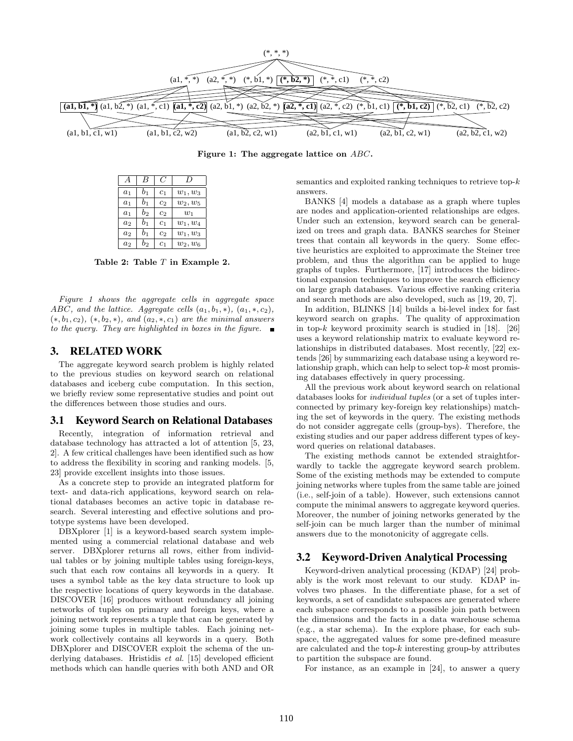Figure 1: The aggregate lattice on $ABC$.

| $A$ | $B$ | $C$ | $D$ |
|---|---|---|---|
| $a_1$ | $b_1$ | $c_1$ | $w_1, w_3$ |
| $a_1$ | $b_1$ | $c_2$ | $w_2, w_5$ |
| $a_1$ | $b_2$ | $c_2$ | $w_1$ |
| $a_2$ | $b_1$ | $c_1$ | $w_1, w_4$ |
| $a_2$ | $b_1$ | $c_2$ | $w_1, w_3$ |
| $a_2$ | $b_2$ | $c_1$ | $w_2, w_6$ |

**Table 2: Table $T$ in Example 2.**

*Figure 1 shows the aggregate cells in aggregate space $ABC$, and the lattice. Aggregate cells $(a_1, b_1, *)$, $(a_1, *, c_2)$, $(*, b_1, c_2)$, $(*, b_2, *)$, and $(a_2, *, c_1)$ are the minimal answers to the query. They are highlighted in boxes in the figure.* ■

# 3. RELATED WORK

The aggregate keyword search problem is highly related to the previous studies on keyword search on relational databases and iceberg cube computation. In this section, we briefly review some representative studies and point out the differences between those studies and ours.

## 3.1 Keyword Search on Relational Databases

Recently, integration of information retrieval and database technology has attracted a lot of attention [5, 23, 2]. A few critical challenges have been identified such as how to address the flexibility in scoring and ranking models. [5, 23] provide excellent insights into those issues.

As a concrete step to provide an integrated platform for text- and data-rich applications, keyword search on relational databases becomes an active topic in database research. Several interesting and effective solutions and prototype systems have been developed.

DBXplorer [1] is a keyword-based search system implemented using a commercial relational database and web server. DBXplorer returns all rows, either from individual tables or by joining multiple tables using foreign-keys, such that each row contains all keywords in a query. It uses a symbol table as the key data structure to look up the respective locations of query keywords in the database. DISCOVER [16] produces without redundancy all joining networks of tuples on primary and foreign keys, where a joining network represents a tuple that can be generated by joining some tuples in multiple tables. Each joining network collectively contains all keywords in a query. Both DBXplorer and DISCOVER exploit the schema of the underlying databases. Hristidis *et al*. [15] developed efficient methods which can handle queries with both AND and OR semantics and exploited ranking techniques to retrieve top-$k$ answers.

BANKS [4] models a database as a graph where tuples are nodes and application-oriented relationships are edges. Under such an extension, keyword search can be generalized on trees and graph data. BANKS searches for Steiner trees that contain all keywords in the query. Some effective heuristics are exploited to approximate the Steiner tree problem, and thus the algorithm can be applied to huge graphs of tuples. Furthermore, [17] introduces the bidirectional expansion techniques to improve the search efficiency on large graph databases. Various effective ranking criteria and search methods are also developed, such as [19, 20, 7].

In addition, BLINKS [14] builds a bi-level index for fast keyword search on graphs. The quality of approximation in top-$k$ keyword proximity search is studied in [18]. [26] uses a keyword relationship matrix to evaluate keyword relationships in distributed databases. Most recently, [22] extends [26] by summarizing each database using a keyword relationship graph, which can help to select top-$k$ most promising databases effectively in query processing.

All the previous work about keyword search on relational databases looks for *individual tuples* (or a set of tuples interconnected by primary key-foreign key relationships) matching the set of keywords in the query. The existing methods do not consider aggregate cells (group-bys). Therefore, the existing studies and our paper address different types of keyword queries on relational databases.

The existing methods cannot be extended straightforwardly to tackle the aggregate keyword search problem. Some of the existing methods may be extended to compute joining networks where tuples from the same table are joined (i.e., self-join of a table). However, such extensions cannot compute the minimal answers to aggregate keyword queries. Moreover, the number of joining networks generated by the self-join can be much larger than the number of minimal answers due to the monotonicity of aggregate cells.

## 3.2 Keyword-Driven Analytical Processing

Keyword-driven analytical processing (KDAP) [24] probably is the work most relevant to our study. KDAP involves two phases. In the differentiate phase, for a set of keywords, a set of candidate subspaces are generated where each subspace corresponds to a possible join path between the dimensions and the facts in a data warehouse schema (e.g., a star schema). In the explore phase, for each subspace, the aggregated values for some pre-defined measure are calculated and the top-$k$ interesting group-by attributes to partition the subspace are found.

For instance, as an example in [24], to answer a query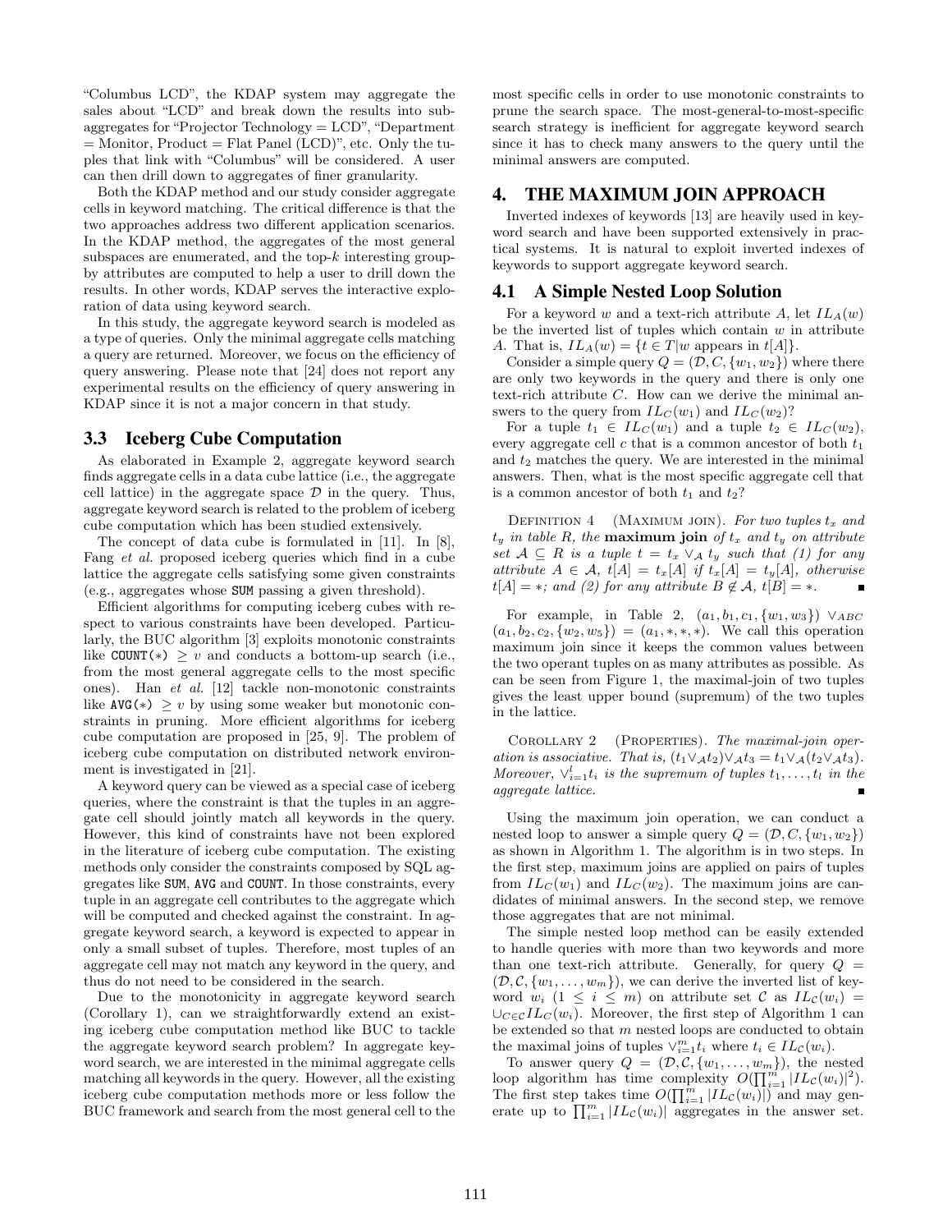"Columbus LCD", the KDAP system may aggregate the sales about "LCD" and break down the results into sub-aggregates for "Projector Technology = LCD", "Department = Monitor, Product = Flat Panel (LCD)", etc. Only the tuples that link with "Columbus" will be considered. A user can then drill down to aggregates of finer granularity.

Both the KDAP method and our study consider aggregate cells in keyword matching. The critical difference is that the two approaches address two different application scenarios. In the KDAP method, the aggregates of the most general subspaces are enumerated, and the top-$k$ interesting group-by attributes are computed to help a user to drill down the results. In other words, KDAP serves the interactive exploration of data using keyword search.

In this study, the aggregate keyword search is modeled as a type of queries. Only the minimal aggregate cells matching a query are returned. Moreover, we focus on the efficiency of query answering. Please note that [24] does not report any experimental results on the efficiency of query answering in KDAP since it is not a major concern in that study.

### 3.3 Iceberg Cube Computation

As elaborated in Example 2, aggregate keyword search finds aggregate cells in a data cube lattice (i.e., the aggregate cell lattice) in the aggregate space $\mathcal{D}$ in the query. Thus, aggregate keyword search is related to the problem of iceberg cube computation which has been studied extensively.

The concept of data cube is formulated in [11]. In [8], Fang *et al.* proposed iceberg queries which find in a cube lattice the aggregate cells satisfying some given constraints (e.g., aggregates whose SUM passing a given threshold).

Efficient algorithms for computing iceberg cubes with respect to various constraints have been developed. Particularly, the BUC algorithm [3] exploits monotonic constraints like COUNT(*) $\geq v$ and conducts a bottom-up search (i.e., from the most general aggregate cells to the most specific ones). Han *et al.* [12] tackle non-monotonic constraints like AVG(*) $\geq v$ by using some weaker but monotonic constraints in pruning. More efficient algorithms for iceberg cube computation are proposed in [25, 9]. The problem of iceberg cube computation on distributed network environment is investigated in [21].

A keyword query can be viewed as a special case of iceberg queries, where the constraint is that the tuples in an aggregate cell should jointly match all keywords in the query. However, this kind of constraints have not been explored in the literature of iceberg cube computation. The existing methods only consider the constraints composed by SQL aggregates like SUM, AVG and COUNT. In those constraints, every tuple in an aggregate cell contributes to the aggregate which will be computed and checked against the constraint. In aggregate keyword search, a keyword is expected to appear in only a small subset of tuples. Therefore, most tuples of an aggregate cell may not match any keyword in the query, and thus do not need to be considered in the search.

Due to the monotonicity in aggregate keyword search (Corollary 1), can we straightforwardly extend an existing iceberg cube computation method like BUC to tackle the aggregate keyword search problem? In aggregate keyword search, we are interested in the minimal aggregate cells matching all keywords in the query. However, all the existing iceberg cube computation methods more or less follow the BUC framework and search from the most general cell to the most specific cells in order to use monotonic constraints to prune the search space. The most-general-to-most-specific search strategy is inefficient for aggregate keyword search since it has to check many answers to the query until the minimal answers are computed.

## 4. THE MAXIMUM JOIN APPROACH

Inverted indexes of keywords [13] are heavily used in keyword search and have been supported extensively in practical systems. It is natural to exploit inverted indexes of keywords to support aggregate keyword search.

### 4.1 A Simple Nested Loop Solution

For a keyword $w$ and a text-rich attribute $A$, let $IL_A(w)$ be the inverted list of tuples which contain $w$ in attribute $A$. That is, $IL_A(w) = \{t \in T | w \text{ appears in } t[A]\}$.

Consider a simple query $Q = (\mathcal{D}, C, \{w_1, w_2\})$ where there are only two keywords in the query and there is only one text-rich attribute $C$. How can we derive the minimal answers to the query from $IL_C(w_1)$ and $IL_C(w_2)$?

For a tuple $t_1 \in IL_C(w_1)$ and a tuple $t_2 \in IL_C(w_2)$, every aggregate cell $c$ that is a common ancestor of both $t_1$ and $t_2$ matches the query. We are interested in the minimal answers. Then, what is the most specific aggregate cell that is a common ancestor of both $t_1$ and $t_2$?

Definition 4 (Maximum join). *For two tuples $t_x$ and $t_y$ in table $R$, the* **maximum join** *of $t_x$ and $t_y$ on attribute set $\mathcal{A} \subseteq R$ is a tuple $t = t_x \vee_{\mathcal{A}} t_y$ such that (1) for any attribute $A \in \mathcal{A}$, $t[A] = t_x[A]$ if $t_x[A] = t_y[A]$, otherwise $t[A] = *$; and (2) for any attribute $B \notin \mathcal{A}$, $t[B] = *$.* ∎

For example, in Table 2, $(a_1, b_1, c_1, \{w_1, w_3\}) \vee_{ABC} (a_1, b_2, c_2, \{w_2, w_5\}) = (a_1, *, *, *)$. We call this operation maximum join since it keeps the common values between the two operant tuples on as many attributes as possible. As can be seen from Figure 1, the maximal-join of two tuples gives the least upper bound (supremum) of the two tuples in the lattice.

Corollary 2 (Properties). *The maximal-join operation is associative. That is, $(t_1 \vee_{\mathcal{A}} t_2) \vee_{\mathcal{A}} t_3 = t_1 \vee_{\mathcal{A}} (t_2 \vee_{\mathcal{A}} t_3)$. Moreover, $\vee_{i=1}^{l} t_i$ is the supremum of tuples $t_1, \ldots, t_l$ in the aggregate lattice.* ∎

Using the maximum join operation, we can conduct a nested loop to answer a simple query $Q = (\mathcal{D}, C, \{w_1, w_2\})$ as shown in Algorithm 1. The algorithm is in two steps. In the first step, maximum joins are applied on pairs of tuples from $IL_C(w_1)$ and $IL_C(w_2)$. The maximum joins are candidates of minimal answers. In the second step, we remove those aggregates that are not minimal.

The simple nested loop method can be easily extended to handle queries with more than two keywords and more than one text-rich attribute. Generally, for query $Q = (\mathcal{D}, \mathcal{C}, \{w_1, \ldots, w_m\})$, we can derive the inverted list of keyword $w_i$ $(1 \leq i \leq m)$ on attribute set $\mathcal{C}$ as $IL_{\mathcal{C}}(w_i) = \cup_{C \in \mathcal{C}} IL_C(w_i)$. Moreover, the first step of Algorithm 1 can be extended so that $m$ nested loops are conducted to obtain the maximal joins of tuples $\vee_{i=1}^{m} t_i$ where $t_i \in IL_{\mathcal{C}}(w_i)$.

To answer query $Q = (\mathcal{D}, \mathcal{C}, \{w_1, \ldots, w_m\})$, the nested loop algorithm has time complexity $O(\prod_{i=1}^{m} |IL_{\mathcal{C}}(w_i)|^2)$. The first step takes time $O(\prod_{i=1}^{m} |IL_{\mathcal{C}}(w_i)|)$ and may generate up to $\prod_{i=1}^{m} |IL_{\mathcal{C}}(w_i)|$ aggregates in the answer set.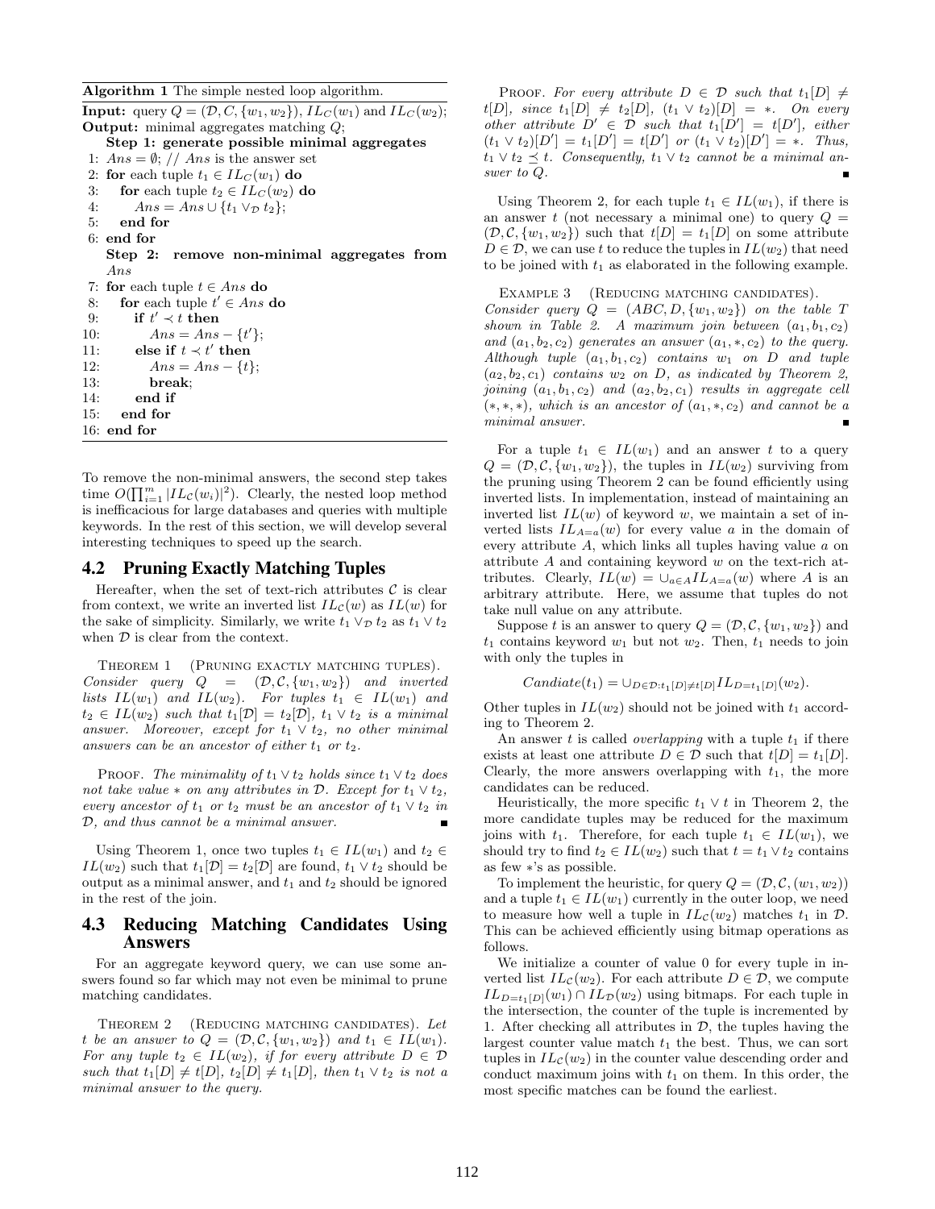**Algorithm 1** The simple nested loop algorithm.

**Input:** query $Q = (\mathcal{D}, C, \{w_1, w_2\})$, $IL_C(w_1)$ and $IL_C(w_2)$;
**Output:** minimal aggregates matching $Q$;

```
    Step 1: generate possible minimal aggregates
 1: Ans = ∅; // Ans is the answer set
 2: for each tuple t1 ∈ IL_C(w1) do
 3:    for each tuple t2 ∈ IL_C(w2) do
 4:       Ans = Ans ∪ {t1 ∨_D t2};
 5:    end for
 6: end for
    Step 2: remove non-minimal aggregates from Ans
 7: for each tuple t ∈ Ans do
 8:    for each tuple t' ∈ Ans do
 9:       if t' ≺ t then
10:          Ans = Ans − {t'};
11:       else if t ≺ t' then
12:          Ans = Ans − {t};
13:          break;
14:       end if
15:    end for
16: end for
```

To remove the non-minimal answers, the second step takes time $O(\prod_{i=1}^{m} |IL_{\mathcal{C}}(w_i)|^2)$. Clearly, the nested loop method is inefficacious for large databases and queries with multiple keywords. In the rest of this section, we will develop several interesting techniques to speed up the search.

## 4.2 Pruning Exactly Matching Tuples

Hereafter, when the set of text-rich attributes $\mathcal{C}$ is clear from context, we write an inverted list $IL_{\mathcal{C}}(w)$ as $IL(w)$ for the sake of simplicity. Similarly, we write $t_1 \vee_{\mathcal{D}} t_2$ as $t_1 \vee t_2$ when $\mathcal{D}$ is clear from the context.

Theorem 1 (Pruning exactly matching tuples). *Consider query $Q = (\mathcal{D}, \mathcal{C}, \{w_1, w_2\})$ and inverted lists $IL(w_1)$ and $IL(w_2)$. For tuples $t_1 \in IL(w_1)$ and $t_2 \in IL(w_2)$ such that $t_1[\mathcal{D}] = t_2[\mathcal{D}]$, $t_1 \vee t_2$ is a minimal answer. Moreover, except for $t_1 \vee t_2$, no other minimal answers can be an ancestor of either $t_1$ or $t_2$.*

Proof. *The minimality of $t_1 \vee t_2$ holds since $t_1 \vee t_2$ does not take value $*$ on any attributes in $\mathcal{D}$. Except for $t_1 \vee t_2$, every ancestor of $t_1$ or $t_2$ must be an ancestor of $t_1 \vee t_2$ in $\mathcal{D}$, and thus cannot be a minimal answer.* ∎

Using Theorem 1, once two tuples $t_1 \in IL(w_1)$ and $t_2 \in IL(w_2)$ such that $t_1[\mathcal{D}] = t_2[\mathcal{D}]$ are found, $t_1 \vee t_2$ should be output as a minimal answer, and $t_1$ and $t_2$ should be ignored in the rest of the join.

## 4.3 Reducing Matching Candidates Using Answers

For an aggregate keyword query, we can use some answers found so far which may not even be minimal to prune matching candidates.

Theorem 2 (Reducing matching candidates). *Let $t$ be an answer to $Q = (\mathcal{D}, \mathcal{C}, \{w_1, w_2\})$ and $t_1 \in IL(w_1)$. For any tuple $t_2 \in IL(w_2)$, if for every attribute $D \in \mathcal{D}$ such that $t_1[D] \neq t[D]$, $t_2[D] \neq t_1[D]$, then $t_1 \vee t_2$ is not a minimal answer to the query.*

Proof. *For every attribute $D \in \mathcal{D}$ such that $t_1[D] \neq t[D]$, since $t_1[D] \neq t_2[D]$, $(t_1 \vee t_2)[D] = *$. On every other attribute $D' \in \mathcal{D}$ such that $t_1[D'] = t[D']$, either $(t_1 \vee t_2)[D'] = t_1[D'] = t[D']$ or $(t_1 \vee t_2)[D'] = *$. Thus, $t_1 \vee t_2 \preceq t$. Consequently, $t_1 \vee t_2$ cannot be a minimal answer to $Q$.* ∎

Using Theorem 2, for each tuple $t_1 \in IL(w_1)$, if there is an answer $t$ (not necessary a minimal one) to query $Q = (\mathcal{D}, \mathcal{C}, \{w_1, w_2\})$ such that $t[D] = t_1[D]$ on some attribute $D \in \mathcal{D}$, we can use $t$ to reduce the tuples in $IL(w_2)$ that need to be joined with $t_1$ as elaborated in the following example.

Example 3 (Reducing matching candidates). *Consider query $Q = (ABC, D, \{w_1, w_2\})$ on the table $T$ shown in Table 2. A maximum join between $(a_1, b_1, c_2)$ and $(a_1, b_2, c_2)$ generates an answer $(a_1, *, c_2)$ to the query. Although tuple $(a_1, b_1, c_2)$ contains $w_1$ on $D$ and tuple $(a_2, b_2, c_1)$ contains $w_2$ on $D$, as indicated by Theorem 2, joining $(a_1, b_1, c_2)$ and $(a_2, b_2, c_1)$ results in aggregate cell $(*, *, *)$, which is an ancestor of $(a_1, *, c_2)$ and cannot be a minimal answer.* ∎

For a tuple $t_1 \in IL(w_1)$ and an answer $t$ to a query $Q = (\mathcal{D}, \mathcal{C}, \{w_1, w_2\})$, the tuples in $IL(w_2)$ surviving from the pruning using Theorem 2 can be found efficiently using inverted lists. In implementation, instead of maintaining an inverted list $IL(w)$ of keyword $w$, we maintain a set of inverted lists $IL_{A=a}(w)$ for every value $a$ in the domain of every attribute $A$, which links all tuples having value $a$ on attribute $A$ and containing keyword $w$ on the text-rich attributes. Clearly, $IL(w) = \cup_{a \in A} IL_{A=a}(w)$ where $A$ is an arbitrary attribute. Here, we assume that tuples do not take null value on any attribute.

Suppose $t$ is an answer to query $Q = (\mathcal{D}, \mathcal{C}, \{w_1, w_2\})$ and $t_1$ contains keyword $w_1$ but not $w_2$. Then, $t_1$ needs to join with only the tuples in

$$Candiate(t_1) = \cup_{D \in \mathcal{D}: t_1[D] \neq t[D]} IL_{D=t_1[D]}(w_2).$$

Other tuples in $IL(w_2)$ should not be joined with $t_1$ according to Theorem 2.

An answer $t$ is called *overlapping* with a tuple $t_1$ if there exists at least one attribute $D \in \mathcal{D}$ such that $t[D] = t_1[D]$. Clearly, the more answers overlapping with $t_1$, the more candidates can be reduced.

Heuristically, the more specific $t_1 \vee t$ in Theorem 2, the more candidate tuples may be reduced for the maximum joins with $t_1$. Therefore, for each tuple $t_1 \in IL(w_1)$, we should try to find $t_2 \in IL(w_2)$ such that $t = t_1 \vee t_2$ contains as few $*$'s as possible.

To implement the heuristic, for query $Q = (\mathcal{D}, \mathcal{C}, (w_1, w_2))$ and a tuple $t_1 \in IL(w_1)$ currently in the outer loop, we need to measure how well a tuple in $IL_{\mathcal{C}}(w_2)$ matches $t_1$ in $\mathcal{D}$. This can be achieved efficiently using bitmap operations as follows.

We initialize a counter of value 0 for every tuple in inverted list $IL_{\mathcal{C}}(w_2)$. For each attribute $D \in \mathcal{D}$, we compute $IL_{D=t_1[D]}(w_1) \cap IL_{\mathcal{D}}(w_2)$ using bitmaps. For each tuple in the intersection, the counter of the tuple is incremented by 1. After checking all attributes in $\mathcal{D}$, the tuples having the largest counter value match $t_1$ the best. Thus, we can sort tuples in $IL_{\mathcal{C}}(w_2)$ in the counter value descending order and conduct maximum joins with $t_1$ on them. In this order, the most specific matches can be found the earliest.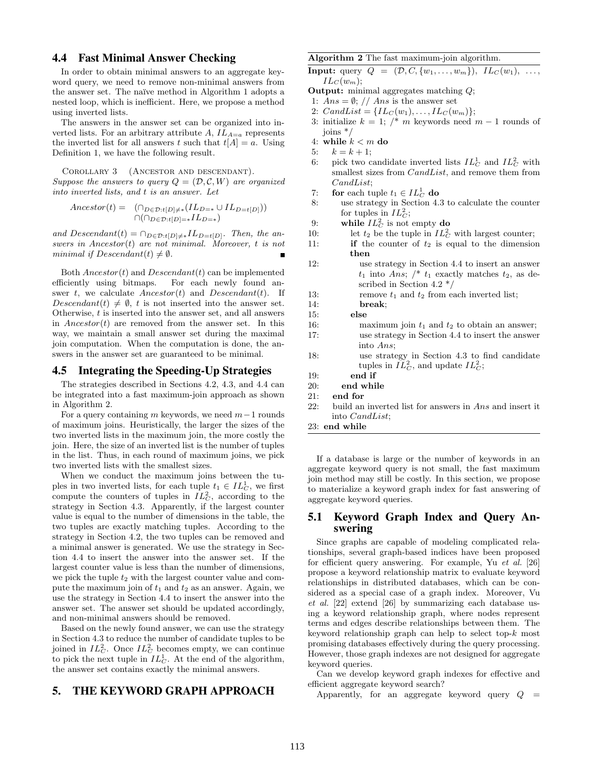## 4.4 Fast Minimal Answer Checking

In order to obtain minimal answers to an aggregate keyword query, we need to remove non-minimal answers from the answer set. The naïve method in Algorithm 1 adopts a nested loop, which is inefficient. Here, we propose a method using inverted lists.

The answers in the answer set can be organized into inverted lists. For an arbitrary attribute $A$, $IL_{A=a}$ represents the inverted list for all answers $t$ such that $t[A] = a$. Using Definition 1, we have the following result.

Corollary 3 (Ancestor and descendant). *Suppose the answers to query $Q = (\mathcal{D}, \mathcal{C}, W)$ are organized into inverted lists, and $t$ is an answer. Let*

$$Ancestor(t) = \begin{array}{l}(\cap_{D \in \mathcal{D}: t[D] \neq *}(IL_{D=*} \cup IL_{D=t[D]})) \\ \cap(\cap_{D \in \mathcal{D}: t[D]=*} IL_{D=*})\end{array}$$

*and $Descendant(t) = \cap_{D \in \mathcal{D}: t[D] \neq *} IL_{D=t[D]}$. Then, the answers in $Ancestor(t)$ are not minimal. Moreover, $t$ is not minimal if $Descendant(t) \neq \emptyset$.* ∎

Both $Ancestor(t)$ and $Descendant(t)$ can be implemented efficiently using bitmaps. For each newly found answer $t$, we calculate $Ancestor(t)$ and $Descendant(t)$. If $Descendant(t) \neq \emptyset$, $t$ is not inserted into the answer set. Otherwise, $t$ is inserted into the answer set, and all answers in $Ancestor(t)$ are removed from the answer set. In this way, we maintain a small answer set during the maximal join computation. When the computation is done, the answers in the answer set are guaranteed to be minimal.

## 4.5 Integrating the Speeding-Up Strategies

The strategies described in Sections 4.2, 4.3, and 4.4 can be integrated into a fast maximum-join approach as shown in Algorithm 2.

For a query containing $m$ keywords, we need $m-1$ rounds of maximum joins. Heuristically, the larger the sizes of the two inverted lists in the maximum join, the more costly the join. Here, the size of an inverted list is the number of tuples in the list. Thus, in each round of maximum joins, we pick two inverted lists with the smallest sizes.

When we conduct the maximum joins between the tuples in two inverted lists, for each tuple $t_1 \in IL^1_C$, we first compute the counters of tuples in $IL^2_C$, according to the strategy in Section 4.3. Apparently, if the largest counter value is equal to the number of dimensions in the table, the two tuples are exactly matching tuples. According to the strategy in Section 4.2, the two tuples can be removed and a minimal answer is generated. We use the strategy in Section 4.4 to insert the answer into the answer set. If the largest counter value is less than the number of dimensions, we pick the tuple $t_2$ with the largest counter value and compute the maximum join of $t_1$ and $t_2$ as an answer. Again, we use the strategy in Section 4.4 to insert the answer into the answer set. The answer set should be updated accordingly, and non-minimal answers should be removed.

Based on the newly found answer, we can use the strategy in Section 4.3 to reduce the number of candidate tuples to be joined in $IL^2_C$. Once $IL^2_C$ becomes empty, we can continue to pick the next tuple in $IL^1_C$. At the end of the algorithm, the answer set contains exactly the minimal answers.

**Algorithm 2** The fast maximum-join algorithm.

**Input:** query $Q = (\mathcal{D}, C, \{w_1, \ldots, w_m\})$, $IL_C(w_1)$, $\ldots$, $IL_C(w_m)$;

**Output:** minimal aggregates matching $Q$;

1: $Ans = \emptyset$; // $Ans$ is the answer set
2: $CandList = \{IL_C(w_1), \ldots, IL_C(w_m)\}$;
3: initialize $k = 1$; /* $m$ keywords need $m-1$ rounds of joins */
4: **while** $k < m$ **do**
5: $\quad k = k + 1$;
6: $\quad$ pick two candidate inverted lists $IL^1_C$ and $IL^2_C$ with smallest sizes from $CandList$, and remove them from $CandList$;
7: $\quad$ **for** each tuple $t_1 \in IL^1_C$ **do**
8: $\quad\quad$ use strategy in Section 4.3 to calculate the counter for tuples in $IL^2_C$;
9: $\quad\quad$ **while** $IL^2_C$ is not empty **do**
10: $\quad\quad\quad$ let $t_2$ be the tuple in $IL^2_C$ with largest counter;
11: $\quad\quad\quad$ **if** the counter of $t_2$ is equal to the dimension **then**
12: $\quad\quad\quad\quad$ use strategy in Section 4.4 to insert an answer $t_1$ into $Ans$; /* $t_1$ exactly matches $t_2$, as described in Section 4.2 */
13: $\quad\quad\quad\quad$ remove $t_1$ and $t_2$ from each inverted list;
14: $\quad\quad\quad\quad$ **break**;
15: $\quad\quad\quad$ **else**
16: $\quad\quad\quad\quad$ maximum join $t_1$ and $t_2$ to obtain an answer;
17: $\quad\quad\quad\quad$ use strategy in Section 4.4 to insert the answer into $Ans$;
18: $\quad\quad\quad\quad$ use strategy in Section 4.3 to find candidate tuples in $IL^2_C$, and update $IL^2_C$;
19: $\quad\quad\quad$ **end if**
20: $\quad\quad$ **end while**
21: $\quad$ **end for**
22: $\quad$ build an inverted list for answers in $Ans$ and insert it into $CandList$;
23: **end while**

If a database is large or the number of keywords in an aggregate keyword query is not small, the fast maximum join method may still be costly. In this section, we propose to materialize a keyword graph index for fast answering of aggregate keyword queries.

# 5. THE KEYWORD GRAPH APPROACH

## 5.1 Keyword Graph Index and Query Answering

Since graphs are capable of modeling complicated relationships, several graph-based indices have been proposed for efficient query answering. For example, Yu *et al.* [26] propose a keyword relationship matrix to evaluate keyword relationships in distributed databases, which can be considered as a special case of a graph index. Moreover, Vu *et al.* [22] extend [26] by summarizing each database using a keyword relationship graph, where nodes represent terms and edges describe relationships between them. The keyword relationship graph can help to select top-$k$ most promising databases effectively during the query processing. However, those graph indexes are not designed for aggregate keyword queries.

Can we develop keyword graph indexes for effective and efficient aggregate keyword search?

Apparently, for an aggregate keyword query $Q =$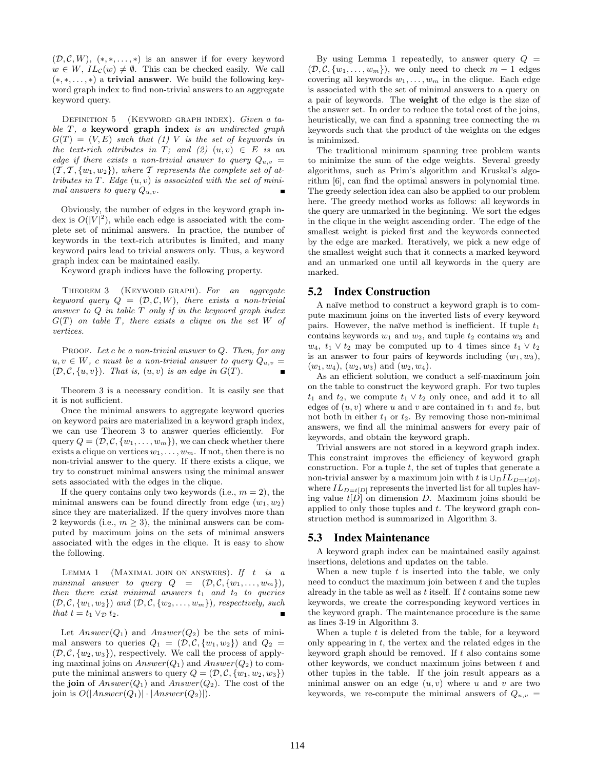$(\mathcal{D}, \mathcal{C}, W)$, $(*, *, \ldots, *)$ is an answer if for every keyword $w \in W$, $IL_{\mathcal{C}}(w) \neq \emptyset$. This can be checked easily. We call $(*, *, \ldots, *)$ a **trivial answer**. We build the following keyword graph index to find non-trivial answers to an aggregate keyword query.

Definition 5 (Keyword graph index). *Given a table $T$, a* **keyword graph index** *is an undirected graph $G(T) = (V, E)$ such that (1) $V$ is the set of keywords in the text-rich attributes in $T$; and (2) $(u, v) \in E$ is an edge if there exists a non-trivial answer to query $Q_{u,v} = (\mathcal{T}, \mathcal{T}, \{w_1, w_2\})$, where $\mathcal{T}$ represents the complete set of attributes in $T$. Edge $(u, v)$ is associated with the set of minimal answers to query $Q_{u,v}$.*

Obviously, the number of edges in the keyword graph index is $O(|V|^2)$, while each edge is associated with the complete set of minimal answers. In practice, the number of keywords in the text-rich attributes is limited, and many keyword pairs lead to trivial answers only. Thus, a keyword graph index can be maintained easily.

Keyword graph indices have the following property.

Theorem 3 (Keyword graph). *For an aggregate keyword query $Q = (\mathcal{D}, \mathcal{C}, W)$, there exists a non-trivial answer to $Q$ in table $T$ only if in the keyword graph index $G(T)$ on table $T$, there exists a clique on the set $W$ of vertices.*

Proof. *Let $c$ be a non-trivial answer to $Q$. Then, for any $u, v \in W$, $c$ must be a non-trivial answer to query $Q_{u,v} = (\mathcal{D}, \mathcal{C}, \{u, v\})$. That is, $(u, v)$ is an edge in $G(T)$.*

Theorem 3 is a necessary condition. It is easily see that it is not sufficient.

Once the minimal answers to aggregate keyword queries on keyword pairs are materialized in a keyword graph index, we can use Theorem 3 to answer queries efficiently. For query $Q = (\mathcal{D}, \mathcal{C}, \{w_1, \ldots, w_m\})$, we can check whether there exists a clique on vertices $w_1, \ldots, w_m$. If not, then there is no non-trivial answer to the query. If there exists a clique, we try to construct minimal answers using the minimal answer sets associated with the edges in the clique.

If the query contains only two keywords (i.e., $m = 2$), the minimal answers can be found directly from edge $(w_1, w_2)$ since they are materialized. If the query involves more than 2 keywords (i.e., $m \geq 3$), the minimal answers can be computed by maximum joins on the sets of minimal answers associated with the edges in the clique. It is easy to show the following.

Lemma 1 (Maximal join on answers). *If $t$ is a minimal answer to query $Q = (\mathcal{D}, \mathcal{C}, \{w_1, \ldots, w_m\})$, then there exist minimal answers $t_1$ and $t_2$ to queries $(\mathcal{D}, \mathcal{C}, \{w_1, w_2\})$ and $(\mathcal{D}, \mathcal{C}, \{w_2, \ldots, w_m\})$, respectively, such that $t = t_1 \vee_{\mathcal{D}} t_2$.*

Let $Answer(Q_1)$ and $Answer(Q_2)$ be the sets of minimal answers to queries $Q_1 = (\mathcal{D}, \mathcal{C}, \{w_1, w_2\})$ and $Q_2 = (\mathcal{D}, \mathcal{C}, \{w_2, w_3\})$, respectively. We call the process of applying maximal joins on $Answer(Q_1)$ and $Answer(Q_2)$ to compute the minimal answers to query $Q = (\mathcal{D}, \mathcal{C}, \{w_1, w_2, w_3\})$ the **join** of $Answer(Q_1)$ and $Answer(Q_2)$. The cost of the join is $O(|Answer(Q_1)| \cdot |Answer(Q_2)|)$.

By using Lemma 1 repeatedly, to answer query $Q = (\mathcal{D}, \mathcal{C}, \{w_1, \ldots, w_m\})$, we only need to check $m - 1$ edges covering all keywords $w_1, \ldots, w_m$ in the clique. Each edge is associated with the set of minimal answers to a query on a pair of keywords. The **weight** of the edge is the size of the answer set. In order to reduce the total cost of the joins, heuristically, we can find a spanning tree connecting the $m$ keywords such that the product of the weights on the edges is minimized.

The traditional minimum spanning tree problem wants to minimize the sum of the edge weights. Several greedy algorithms, such as Prim's algorithm and Kruskal's algorithm [6], can find the optimal answers in polynomial time. The greedy selection idea can also be applied to our problem here. The greedy method works as follows: all keywords in the query are unmarked in the beginning. We sort the edges in the clique in the weight ascending order. The edge of the smallest weight is picked first and the keywords connected by the edge are marked. Iteratively, we pick a new edge of the smallest weight such that it connects a marked keyword and an unmarked one until all keywords in the query are marked.

## 5.2 Index Construction

A naïve method to construct a keyword graph is to compute maximum joins on the inverted lists of every keyword pairs. However, the naïve method is inefficient. If tuple $t_1$ contains keywords $w_1$ and $w_2$, and tuple $t_2$ contains $w_3$ and $w_4$, $t_1 \vee t_2$ may be computed up to 4 times since $t_1 \vee t_2$ is an answer to four pairs of keywords including $(w_1, w_3)$, $(w_1, w_4)$, $(w_2, w_3)$ and $(w_2, w_4)$.

As an efficient solution, we conduct a self-maximum join on the table to construct the keyword graph. For two tuples $t_1$ and $t_2$, we compute $t_1 \vee t_2$ only once, and add it to all edges of $(u, v)$ where $u$ and $v$ are contained in $t_1$ and $t_2$, but not both in either $t_1$ or $t_2$. By removing those non-minimal answers, we find all the minimal answers for every pair of keywords, and obtain the keyword graph.

Trivial answers are not stored in a keyword graph index. This constraint improves the efficiency of keyword graph construction. For a tuple $t$, the set of tuples that generate a non-trivial answer by a maximum join with $t$ is $\cup_D IL_{D=t[D]}$, where $IL_{D=t[D]}$ represents the inverted list for all tuples having value $t[D]$ on dimension $D$. Maximum joins should be applied to only those tuples and $t$. The keyword graph construction method is summarized in Algorithm 3.

## 5.3 Index Maintenance

A keyword graph index can be maintained easily against insertions, deletions and updates on the table.

When a new tuple $t$ is inserted into the table, we only need to conduct the maximum join between $t$ and the tuples already in the table as well as $t$ itself. If $t$ contains some new keywords, we create the corresponding keyword vertices in the keyword graph. The maintenance procedure is the same as lines 3-19 in Algorithm 3.

When a tuple $t$ is deleted from the table, for a keyword only appearing in $t$, the vertex and the related edges in the keyword graph should be removed. If $t$ also contains some other keywords, we conduct maximum joins between $t$ and other tuples in the table. If the join result appears as a minimal answer on an edge $(u, v)$ where $u$ and $v$ are two keywords, we re-compute the minimal answers of $Q_{u,v} =$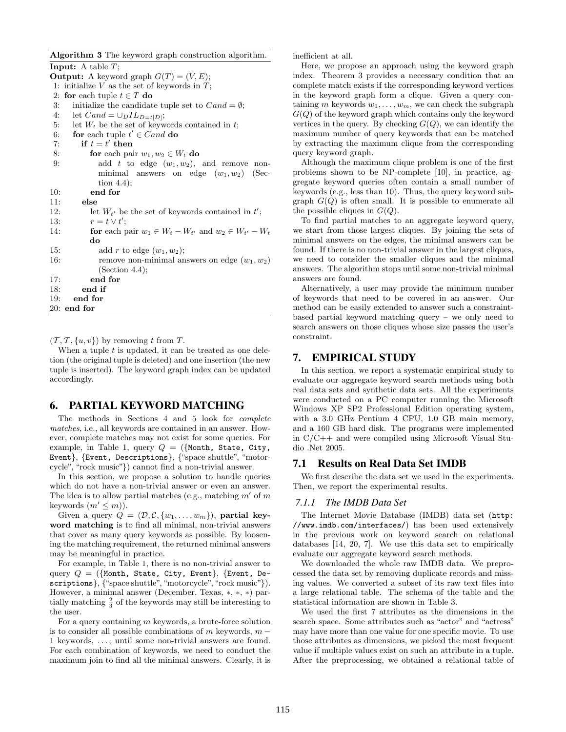**Algorithm 3** The keyword graph construction algorithm.

**Input:** A table $T$;
**Output:** A keyword graph $G(T) = (V, E)$;

```
1: initialize V as the set of keywords in T;
2: for each tuple t ∈ T do
3:    initialize the candidate tuple set to Cand = ∅;
4:    let Cand = ∪_D IL_{D=t[D]};
5:    let W_t be the set of keywords contained in t;
6:    for each tuple t' ∈ Cand do
7:      if t = t' then
8:        for each pair w1, w2 ∈ W_t do
9:          add t to edge (w1, w2), and remove non-minimal answers on edge (w1, w2) (Section 4.4);
10:       end for
11:     else
12:       let W_t' be the set of keywords contained in t';
13:       r = t ∨ t';
14:       for each pair w1 ∈ W_t − W_t' and w2 ∈ W_t' − W_t do
15:         add r to edge (w1, w2);
16:         remove non-minimal answers on edge (w1, w2) (Section 4.4);
17:       end for
18:     end if
19:   end for
20: end for
```

$(\mathcal{T}, \mathcal{T}, \{u, v\})$ by removing $t$ from $T$.

When a tuple $t$ is updated, it can be treated as one deletion (the original tuple is deleted) and one insertion (the new tuple is inserted). The keyword graph index can be updated accordingly.

## 6. PARTIAL KEYWORD MATCHING

The methods in Sections 4 and 5 look for *complete matches*, i.e., all keywords are contained in an answer. However, complete matches may not exist for some queries. For example, in Table 1, query $Q$ = ({Month, State, City, Event}, {Event, Descriptions}, {"space shuttle", "motorcycle", "rock music"}) cannot find a non-trivial answer.

In this section, we propose a solution to handle queries which do not have a non-trivial answer or even an answer. The idea is to allow partial matches (e.g., matching $m'$ of $m$ keywords ($m' \leq m$)).

Given a query $Q = (\mathcal{D}, \mathcal{C}, \{w_1, \ldots, w_m\})$, **partial keyword matching** is to find all minimal, non-trivial answers that cover as many query keywords as possible. By loosening the matching requirement, the returned minimal answers may be meaningful in practice.

For example, in Table 1, there is no non-trivial answer to query $Q$ = ({Month, State, City, Event}, {Event, Descriptions}, {"space shuttle", "motorcycle", "rock music"}). However, a minimal answer (December, Texas, *, *, *) partially matching $\frac{2}{3}$ of the keywords may still be interesting to the user.

For a query containing $m$ keywords, a brute-force solution is to consider all possible combinations of $m$ keywords, $m-1$ keywords, ..., until some non-trivial answers are found. For each combination of keywords, we need to conduct the maximum join to find all the minimal answers. Clearly, it is inefficient at all.

Here, we propose an approach using the keyword graph index. Theorem 3 provides a necessary condition that an complete match exists if the corresponding keyword vertices in the keyword graph form a clique. Given a query containing $m$ keywords $w_1, \ldots, w_m$, we can check the subgraph $G(Q)$ of the keyword graph which contains only the keyword vertices in the query. By checking $G(Q)$, we can identify the maximum number of query keywords that can be matched by extracting the maximum clique from the corresponding query keyword graph.

Although the maximum clique problem is one of the first problems shown to be NP-complete [10], in practice, aggregate keyword queries often contain a small number of keywords (e.g., less than 10). Thus, the query keyword subgraph $G(Q)$ is often small. It is possible to enumerate all the possible cliques in $G(Q)$.

To find partial matches to an aggregate keyword query, we start from those largest cliques. By joining the sets of minimal answers on the edges, the minimal answers can be found. If there is no non-trivial answer in the largest cliques, we need to consider the smaller cliques and the minimal answers. The algorithm stops until some non-trivial minimal answers are found.

Alternatively, a user may provide the minimum number of keywords that need to be covered in an answer. Our method can be easily extended to answer such a constraint-based partial keyword matching query – we only need to search answers on those cliques whose size passes the user's constraint.

## 7. EMPIRICAL STUDY

In this section, we report a systematic empirical study to evaluate our aggregate keyword search methods using both real data sets and synthetic data sets. All the experiments were conducted on a PC computer running the Microsoft Windows XP SP2 Professional Edition operating system, with a 3.0 GHz Pentium 4 CPU, 1.0 GB main memory, and a 160 GB hard disk. The programs were implemented in C/C++ and were compiled using Microsoft Visual Studio .Net 2005.

### 7.1 Results on Real Data Set IMDB

We first describe the data set we used in the experiments. Then, we report the experimental results.

#### 7.1.1 The IMDB Data Set

The Internet Movie Database (IMDB) data set (http://www.imdb.com/interfaces/) has been used extensively in the previous work on keyword search on relational databases [14, 20, 7]. We use this data set to empirically evaluate our aggregate keyword search methods.

We downloaded the whole raw IMDB data. We preprocessed the data set by removing duplicate records and missing values. We converted a subset of its raw text files into a large relational table. The schema of the table and the statistical information are shown in Table 3.

We used the first 7 attributes as the dimensions in the search space. Some attributes such as "actor" and "actress" may have more than one value for one specific movie. To use those attributes as dimensions, we picked the most frequent value if multiple values exist on such an attribute in a tuple. After the preprocessing, we obtained a relational table of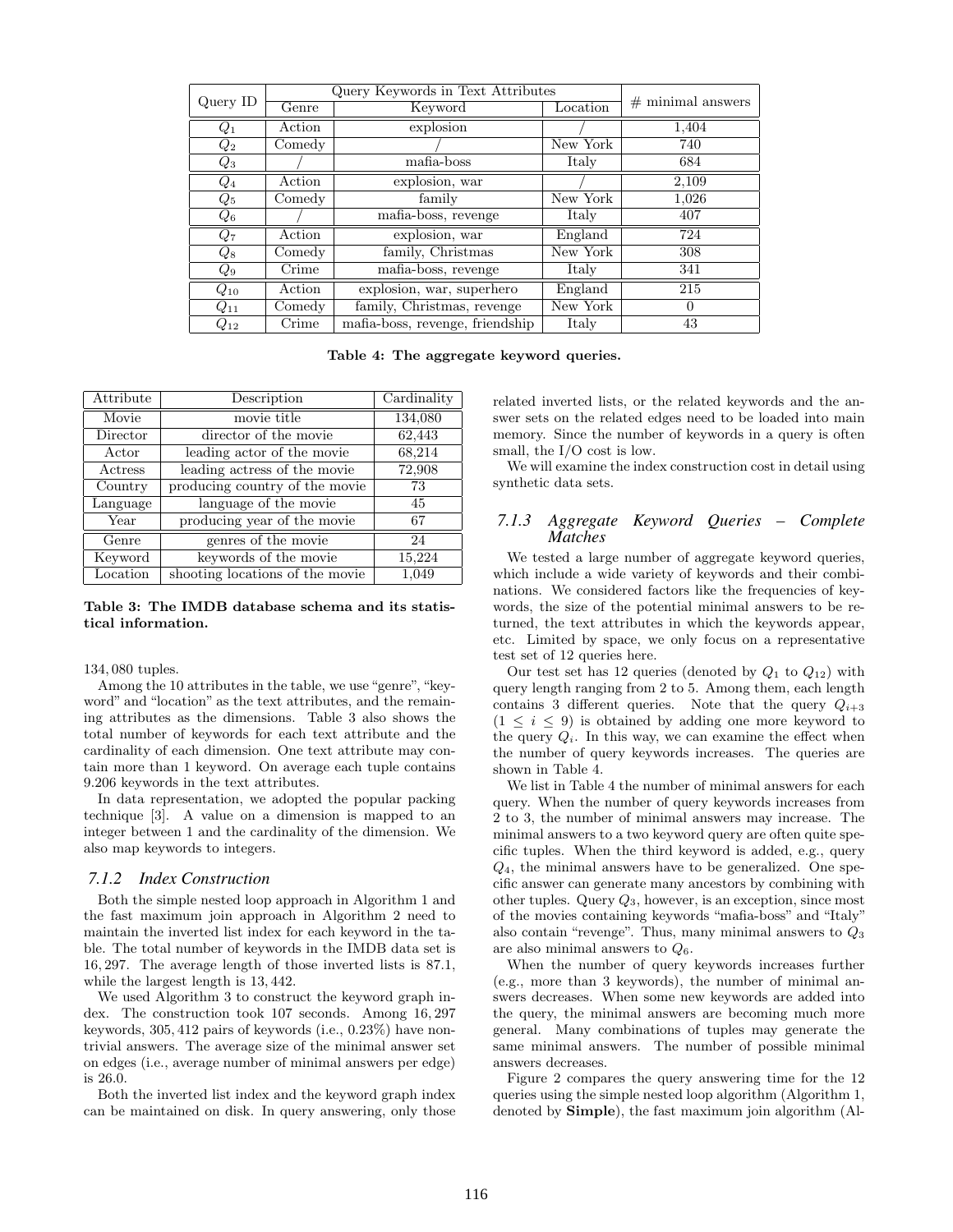| Query ID | Query Keywords in Text Attributes | | | # minimal answers |
|---|---|---|---|---|
| | Genre | Keyword | Location | |
| $Q_1$ | Action | explosion | / | 1,404 |
| $Q_2$ | Comedy | / | New York | 740 |
| $Q_3$ | / | mafia-boss | Italy | 684 |
| $Q_4$ | Action | explosion, war | / | 2,109 |
| $Q_5$ | Comedy | family | New York | 1,026 |
| $Q_6$ | / | mafia-boss, revenge | Italy | 407 |
| $Q_7$ | Action | explosion, war | England | 724 |
| $Q_8$ | Comedy | family, Christmas | New York | 308 |
| $Q_9$ | Crime | mafia-boss, revenge | Italy | 341 |
| $Q_{10}$ | Action | explosion, war, superhero | England | 215 |
| $Q_{11}$ | Comedy | family, Christmas, revenge | New York | 0 |
| $Q_{12}$ | Crime | mafia-boss, revenge, friendship | Italy | 43 |

**Table 4: The aggregate keyword queries.**

| Attribute | Description | Cardinality |
|---|---|---|
| Movie | movie title | 134,080 |
| Director | director of the movie | 62,443 |
| Actor | leading actor of the movie | 68,214 |
| Actress | leading actress of the movie | 72,908 |
| Country | producing country of the movie | 73 |
| Language | language of the movie | 45 |
| Year | producing year of the movie | 67 |
| Genre | genres of the movie | 24 |
| Keyword | keywords of the movie | 15,224 |
| Location | shooting locations of the movie | 1,049 |

**Table 3: The IMDB database schema and its statistical information.**

134,080 tuples.

Among the 10 attributes in the table, we use "genre", "keyword" and "location" as the text attributes, and the remaining attributes as the dimensions. Table 3 also shows the total number of keywords for each text attribute and the cardinality of each dimension. One text attribute may contain more than 1 keyword. On average each tuple contains 9.206 keywords in the text attributes.

In data representation, we adopted the popular packing technique [3]. A value on a dimension is mapped to an integer between 1 and the cardinality of the dimension. We also map keywords to integers.

### 7.1.2 Index Construction

Both the simple nested loop approach in Algorithm 1 and the fast maximum join approach in Algorithm 2 need to maintain the inverted list index for each keyword in the table. The total number of keywords in the IMDB data set is 16,297. The average length of those inverted lists is 87.1, while the largest length is 13,442.

We used Algorithm 3 to construct the keyword graph index. The construction took 107 seconds. Among 16,297 keywords, 305,412 pairs of keywords (i.e., 0.23%) have nontrivial answers. The average size of the minimal answer set on edges (i.e., average number of minimal answers per edge) is 26.0.

Both the inverted list index and the keyword graph index can be maintained on disk. In query answering, only those related inverted lists, or the related keywords and the answer sets on the related edges need to be loaded into main memory. Since the number of keywords in a query is often small, the I/O cost is low.

We will examine the index construction cost in detail using synthetic data sets.

### 7.1.3 Aggregate Keyword Queries – Complete Matches

We tested a large number of aggregate keyword queries, which include a wide variety of keywords and their combinations. We considered factors like the frequencies of keywords, the size of the potential minimal answers to be returned, the text attributes in which the keywords appear, etc. Limited by space, we only focus on a representative test set of 12 queries here.

Our test set has 12 queries (denoted by $Q_1$ to $Q_{12}$) with query length ranging from 2 to 5. Among them, each length contains 3 different queries. Note that the query $Q_{i+3}$ ($1 \leq i \leq 9$) is obtained by adding one more keyword to the query $Q_i$. In this way, we can examine the effect when the number of query keywords increases. The queries are shown in Table 4.

We list in Table 4 the number of minimal answers for each query. When the number of query keywords increases from 2 to 3, the number of minimal answers may increase. The minimal answers to a two keyword query are often quite specific tuples. When the third keyword is added, e.g., query $Q_4$, the minimal answers have to be generalized. One specific answer can generate many ancestors by combining with other tuples. Query $Q_3$, however, is an exception, since most of the movies containing keywords "mafia-boss" and "Italy" also contain "revenge". Thus, many minimal answers to $Q_3$ are also minimal answers to $Q_6$.

When the number of query keywords increases further (e.g., more than 3 keywords), the number of minimal answers decreases. When some new keywords are added into the query, the minimal answers are becoming much more general. Many combinations of tuples may generate the same minimal answers. The number of possible minimal answers decreases.

Figure 2 compares the query answering time for the 12 queries using the simple nested loop algorithm (Algorithm 1, denoted by **Simple**), the fast maximum join algorithm (Al-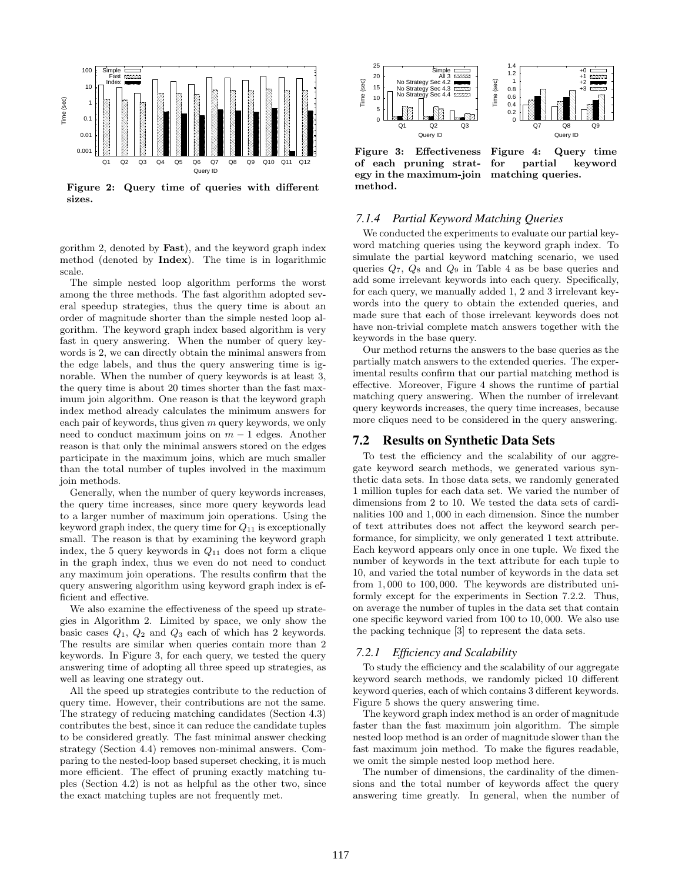Figure 2: Query time of queries with different sizes.

Figure 3: Effectiveness of each pruning strategy in the maximum-join method.

Figure 4: Query time for partial keyword matching queries.

gorithm 2, denoted by **Fast**), and the keyword graph index method (denoted by **Index**). The time is in logarithmic scale.

The simple nested loop algorithm performs the worst among the three methods. The fast algorithm adopted several speedup strategies, thus the query time is about an order of magnitude shorter than the simple nested loop algorithm. The keyword graph index based algorithm is very fast in query answering. When the number of query keywords is 2, we can directly obtain the minimal answers from the edge labels, and thus the query answering time is ignorable. When the number of query keywords is at least 3, the query time is about 20 times shorter than the fast maximum join algorithm. One reason is that the keyword graph index method already calculates the minimum answers for each pair of keywords, thus given $m$ query keywords, we only need to conduct maximum joins on $m - 1$ edges. Another reason is that only the minimal answers stored on the edges participate in the maximum joins, which are much smaller than the total number of tuples involved in the maximum join methods.

Generally, when the number of query keywords increases, the query time increases, since more query keywords lead to a larger number of maximum join operations. Using the keyword graph index, the query time for $Q_{11}$ is exceptionally small. The reason is that by examining the keyword graph index, the 5 query keywords in $Q_{11}$ does not form a clique in the graph index, thus we even do not need to conduct any maximum join operations. The results confirm that the query answering algorithm using keyword graph index is efficient and effective.

We also examine the effectiveness of the speed up strategies in Algorithm 2. Limited by space, we only show the basic cases $Q_1$, $Q_2$ and $Q_3$ each of which has 2 keywords. The results are similar when queries contain more than 2 keywords. In Figure 3, for each query, we tested the query answering time of adopting all three speed up strategies, as well as leaving one strategy out.

All the speed up strategies contribute to the reduction of query time. However, their contributions are not the same. The strategy of reducing matching candidates (Section 4.3) contributes the best, since it can reduce the candidate tuples to be considered greatly. The fast minimal answer checking strategy (Section 4.4) removes non-minimal answers. Comparing to the nested-loop based superset checking, it is much more efficient. The effect of pruning exactly matching tuples (Section 4.2) is not as helpful as the other two, since the exact matching tuples are not frequently met.

### 7.1.4 Partial Keyword Matching Queries

We conducted the experiments to evaluate our partial keyword matching queries using the keyword graph index. To simulate the partial keyword matching scenario, we used queries $Q_7$, $Q_8$ and $Q_9$ in Table 4 as be base queries and add some irrelevant keywords into each query. Specifically, for each query, we manually added 1, 2 and 3 irrelevant keywords into the query to obtain the extended queries, and made sure that each of those irrelevant keywords does not have non-trivial complete match answers together with the keywords in the base query.

Our method returns the answers to the base queries as the partially match answers to the extended queries. The experimental results confirm that our partial matching method is effective. Moreover, Figure 4 shows the runtime of partial matching query answering. When the number of irrelevant query keywords increases, the query time increases, because more cliques need to be considered in the query answering.

## 7.2 Results on Synthetic Data Sets

To test the efficiency and the scalability of our aggregate keyword search methods, we generated various synthetic data sets. In those data sets, we randomly generated 1 million tuples for each data set. We varied the number of dimensions from 2 to 10. We tested the data sets of cardinalities 100 and 1,000 in each dimension. Since the number of text attributes does not affect the keyword search performance, for simplicity, we only generated 1 text attribute. Each keyword appears only once in one tuple. We fixed the number of keywords in the text attribute for each tuple to 10, and varied the total number of keywords in the data set from 1,000 to 100,000. The keywords are distributed uniformly except for the experiments in Section 7.2.2. Thus, on average the number of tuples in the data set that contain one specific keyword varied from 100 to 10,000. We also use the packing technique [3] to represent the data sets.

### 7.2.1 Efficiency and Scalability

To study the efficiency and the scalability of our aggregate keyword search methods, we randomly picked 10 different keyword queries, each of which contains 3 different keywords. Figure 5 shows the query answering time.

The keyword graph index method is an order of magnitude faster than the fast maximum join algorithm. The simple nested loop method is an order of magnitude slower than the fast maximum join method. To make the figures readable, we omit the simple nested loop method here.

The number of dimensions, the cardinality of the dimensions and the total number of keywords affect the query answering time greatly. In general, when the number of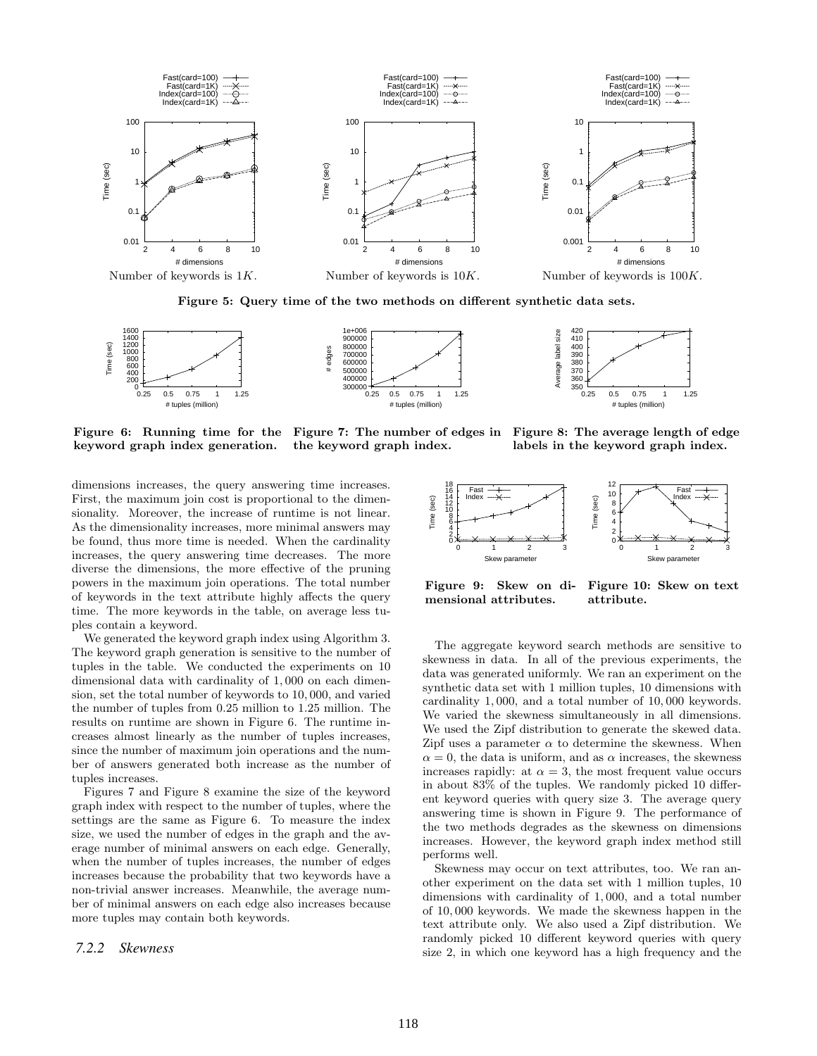Number of keywords is $1K$.

Number of keywords is $10K$.

Number of keywords is $100K$.

**Figure 5: Query time of the two methods on different synthetic data sets.**

**Figure 6: Running time for the keyword graph index generation.**

**Figure 7: The number of edges in the keyword graph index.**

**Figure 8: The average length of edge labels in the keyword graph index.**

dimensions increases, the query answering time increases. First, the maximum join cost is proportional to the dimensionality. Moreover, the increase of runtime is not linear. As the dimensionality increases, more minimal answers may be found, thus more time is needed. When the cardinality increases, the query answering time decreases. The more diverse the dimensions, the more effective of the pruning powers in the maximum join operations. The total number of keywords in the text attribute highly affects the query time. The more keywords in the table, on average less tuples contain a keyword.

We generated the keyword graph index using Algorithm 3. The keyword graph generation is sensitive to the number of tuples in the table. We conducted the experiments on 10 dimensional data with cardinality of 1,000 on each dimension, set the total number of keywords to 10,000, and varied the number of tuples from 0.25 million to 1.25 million. The results on runtime are shown in Figure 6. The runtime increases almost linearly as the number of tuples increases, since the number of maximum join operations and the number of answers generated both increase as the number of tuples increases.

Figures 7 and Figure 8 examine the size of the keyword graph index with respect to the number of tuples, where the settings are the same as Figure 6. To measure the index size, we used the number of edges in the graph and the average number of minimal answers on each edge. Generally, when the number of tuples increases, the number of edges increases because the probability that two keywords have a non-trivial answer increases. Meanwhile, the average number of minimal answers on each edge also increases because more tuples may contain both keywords.

### *7.2.2 Skewness*

**Figure 9: Skew on dimensional attributes.**

**Figure 10: Skew on text attribute.**

The aggregate keyword search methods are sensitive to skewness in data. In all of the previous experiments, the data was generated uniformly. We ran an experiment on the synthetic data set with 1 million tuples, 10 dimensions with cardinality 1,000, and a total number of 10,000 keywords. We varied the skewness simultaneously in all dimensions. We used the Zipf distribution to generate the skewed data. Zipf uses a parameter $\alpha$ to determine the skewness. When $\alpha = 0$, the data is uniform, and as $\alpha$ increases, the skewness increases rapidly: at $\alpha = 3$, the most frequent value occurs in about 83% of the tuples. We randomly picked 10 different keyword queries with query size 3. The average query answering time is shown in Figure 9. The performance of the two methods degrades as the skewness on dimensions increases. However, the keyword graph index method still performs well.

Skewness may occur on text attributes, too. We ran another experiment on the data set with 1 million tuples, 10 dimensions with cardinality of 1,000, and a total number of 10,000 keywords. We made the skewness happen in the text attribute only. We also used a Zipf distribution. We randomly picked 10 different keyword queries with query size 2, in which one keyword has a high frequency and the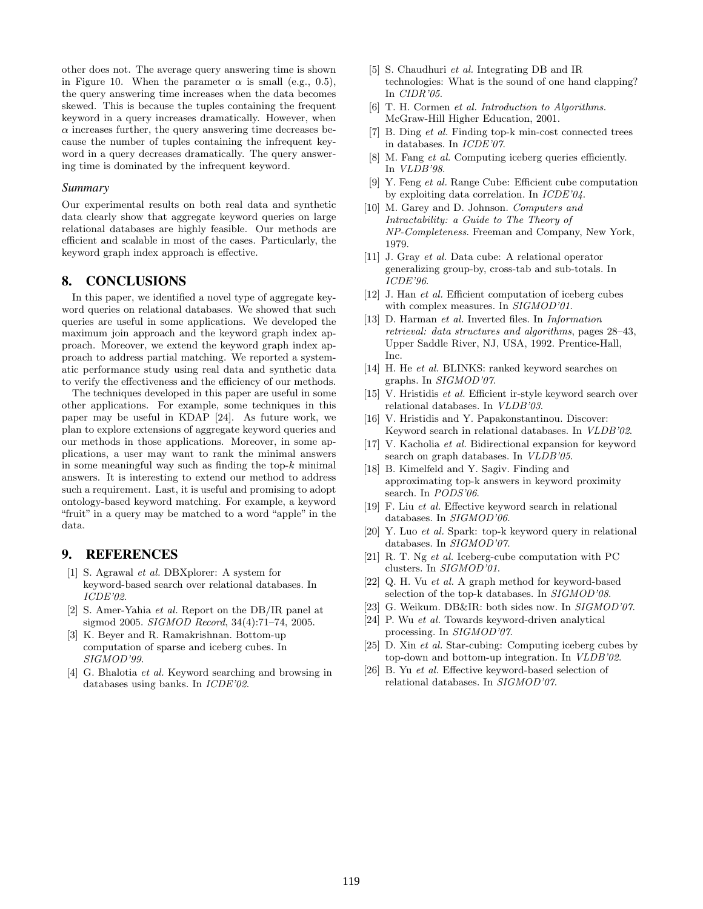other does not. The average query answering time is shown in Figure 10. When the parameter $\alpha$ is small (e.g., 0.5), the query answering time increases when the data becomes skewed. This is because the tuples containing the frequent keyword in a query increases dramatically. However, when $\alpha$ increases further, the query answering time decreases because the number of tuples containing the infrequent keyword in a query decreases dramatically. The query answering time is dominated by the infrequent keyword.

### *Summary*

Our experimental results on both real data and synthetic data clearly show that aggregate keyword queries on large relational databases are highly feasible. Our methods are efficient and scalable in most of the cases. Particularly, the keyword graph index approach is effective.

## 8. CONCLUSIONS

In this paper, we identified a novel type of aggregate keyword queries on relational databases. We showed that such queries are useful in some applications. We developed the maximum join approach and the keyword graph index approach. Moreover, we extend the keyword graph index approach to address partial matching. We reported a systematic performance study using real data and synthetic data to verify the effectiveness and the efficiency of our methods.

The techniques developed in this paper are useful in some other applications. For example, some techniques in this paper may be useful in KDAP [24]. As future work, we plan to explore extensions of aggregate keyword queries and our methods in those applications. Moreover, in some applications, a user may want to rank the minimal answers in some meaningful way such as finding the top-$k$ minimal answers. It is interesting to extend our method to address such a requirement. Last, it is useful and promising to adopt ontology-based keyword matching. For example, a keyword "fruit" in a query may be matched to a word "apple" in the data.

## 9. REFERENCES

[1] S. Agrawal *et al.* DBXplorer: A system for keyword-based search over relational databases. In *ICDE'02*.

[2] S. Amer-Yahia *et al.* Report on the DB/IR panel at sigmod 2005. *SIGMOD Record*, 34(4):71–74, 2005.

[3] K. Beyer and R. Ramakrishnan. Bottom-up computation of sparse and iceberg cubes. In *SIGMOD'99*.

[4] G. Bhalotia *et al.* Keyword searching and browsing in databases using banks. In *ICDE'02*.

[5] S. Chaudhuri *et al.* Integrating DB and IR technologies: What is the sound of one hand clapping? In *CIDR'05*.

[6] T. H. Cormen *et al.* *Introduction to Algorithms*. McGraw-Hill Higher Education, 2001.

[7] B. Ding *et al.* Finding top-k min-cost connected trees in databases. In *ICDE'07*.

[8] M. Fang *et al.* Computing iceberg queries efficiently. In *VLDB'98*.

[9] Y. Feng *et al.* Range Cube: Efficient cube computation by exploiting data correlation. In *ICDE'04*.

[10] M. Garey and D. Johnson. *Computers and Intractability: a Guide to The Theory of NP-Completeness*. Freeman and Company, New York, 1979.

[11] J. Gray *et al.* Data cube: A relational operator generalizing group-by, cross-tab and sub-totals. In *ICDE'96*.

[12] J. Han *et al.* Efficient computation of iceberg cubes with complex measures. In *SIGMOD'01*.

[13] D. Harman *et al.* Inverted files. In *Information retrieval: data structures and algorithms*, pages 28–43, Upper Saddle River, NJ, USA, 1992. Prentice-Hall, Inc.

[14] H. He *et al.* BLINKS: ranked keyword searches on graphs. In *SIGMOD'07*.

[15] V. Hristidis *et al.* Efficient ir-style keyword search over relational databases. In *VLDB'03*.

[16] V. Hristidis and Y. Papakonstantinou. Discover: Keyword search in relational databases. In *VLDB'02*.

[17] V. Kacholia *et al.* Bidirectional expansion for keyword search on graph databases. In *VLDB'05*.

[18] B. Kimelfeld and Y. Sagiv. Finding and approximating top-k answers in keyword proximity search. In *PODS'06*.

[19] F. Liu *et al.* Effective keyword search in relational databases. In *SIGMOD'06*.

[20] Y. Luo *et al.* Spark: top-k keyword query in relational databases. In *SIGMOD'07*.

[21] R. T. Ng *et al.* Iceberg-cube computation with PC clusters. In *SIGMOD'01*.

[22] Q. H. Vu *et al.* A graph method for keyword-based selection of the top-k databases. In *SIGMOD'08*.

[23] G. Weikum. DB&IR: both sides now. In *SIGMOD'07*.

[24] P. Wu *et al.* Towards keyword-driven analytical processing. In *SIGMOD'07*.

[25] D. Xin *et al.* Star-cubing: Computing iceberg cubes by top-down and bottom-up integration. In *VLDB'02*.

[26] B. Yu *et al.* Effective keyword-based selection of relational databases. In *SIGMOD'07*.